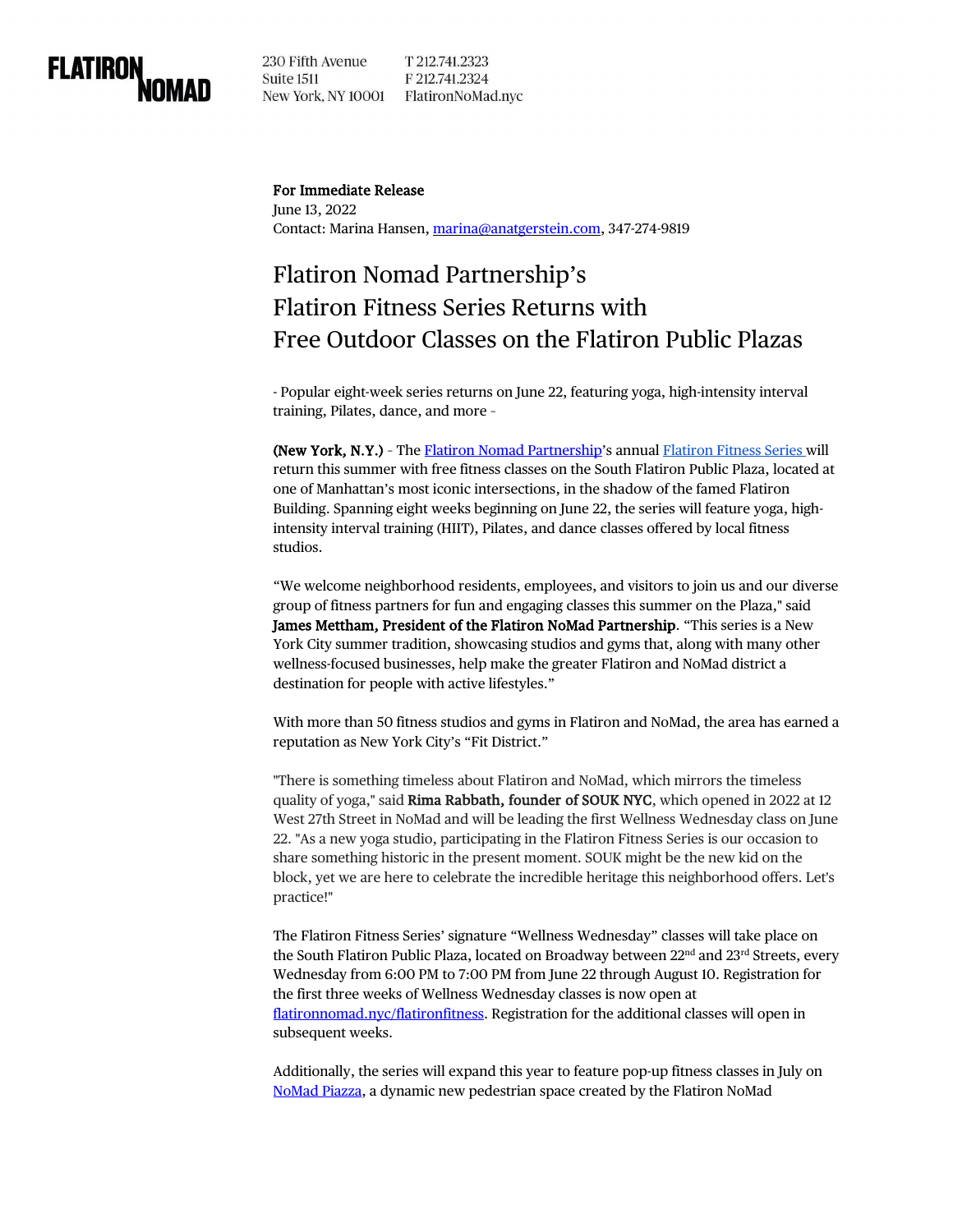FLATIRON NOMAD

230 Fifth Avenue
Suite 1511
New York, NY 10001

T 212.741.2323
F 212.741.2324
FlatironNoMad.nyc

**For Immediate Release**
June 13, 2022
Contact: Marina Hansen, marina@anatgerstein.com, 347-274-9819

# Flatiron Nomad Partnership's Flatiron Fitness Series Returns with Free Outdoor Classes on the Flatiron Public Plazas

- Popular eight-week series returns on June 22, featuring yoga, high-intensity interval training, Pilates, dance, and more -

**(New York, N.Y.)** - The Flatiron Nomad Partnership's annual Flatiron Fitness Series will return this summer with free fitness classes on the South Flatiron Public Plaza, located at one of Manhattan's most iconic intersections, in the shadow of the famed Flatiron Building. Spanning eight weeks beginning on June 22, the series will feature yoga, high-intensity interval training (HIIT), Pilates, and dance classes offered by local fitness studios.

"We welcome neighborhood residents, employees, and visitors to join us and our diverse group of fitness partners for fun and engaging classes this summer on the Plaza," said **James Mettham, President of the Flatiron NoMad Partnership**. "This series is a New York City summer tradition, showcasing studios and gyms that, along with many other wellness-focused businesses, help make the greater Flatiron and NoMad district a destination for people with active lifestyles."

With more than 50 fitness studios and gyms in Flatiron and NoMad, the area has earned a reputation as New York City's "Fit District."

"There is something timeless about Flatiron and NoMad, which mirrors the timeless quality of yoga," said **Rima Rabbath, founder of SOUK NYC**, which opened in 2022 at 12 West 27th Street in NoMad and will be leading the first Wellness Wednesday class on June 22. "As a new yoga studio, participating in the Flatiron Fitness Series is our occasion to share something historic in the present moment. SOUK might be the new kid on the block, yet we are here to celebrate the incredible heritage this neighborhood offers. Let's practice!"

The Flatiron Fitness Series' signature "Wellness Wednesday" classes will take place on the South Flatiron Public Plaza, located on Broadway between 22nd and 23rd Streets, every Wednesday from 6:00 PM to 7:00 PM from June 22 through August 10. Registration for the first three weeks of Wellness Wednesday classes is now open at flatironnomad.nyc/flatironfitness. Registration for the additional classes will open in subsequent weeks.

Additionally, the series will expand this year to feature pop-up fitness classes in July on NoMad Piazza, a dynamic new pedestrian space created by the Flatiron NoMad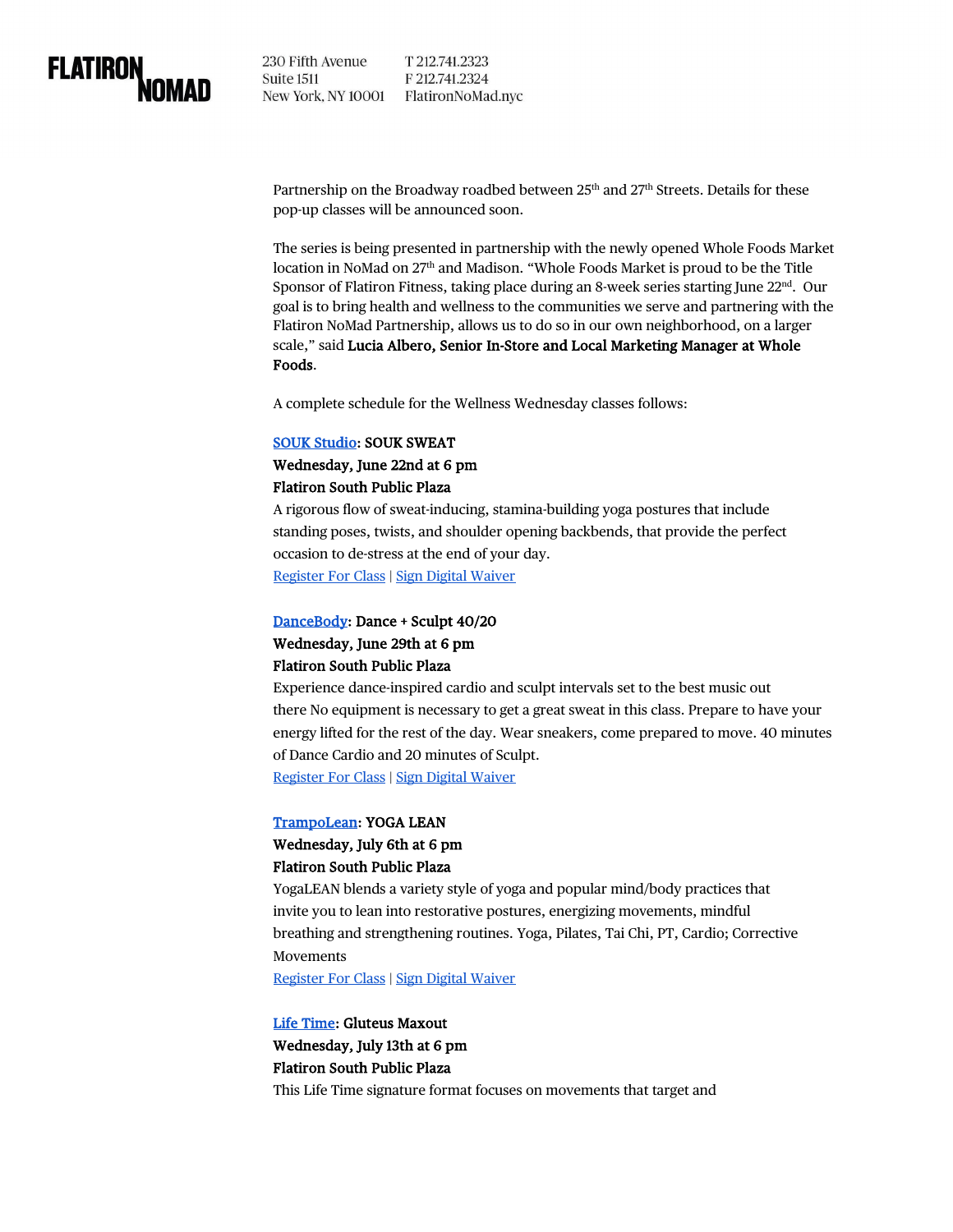Partnership on the Broadway roadbed between 25th and 27th Streets. Details for these pop-up classes will be announced soon.

The series is being presented in partnership with the newly opened Whole Foods Market location in NoMad on 27th and Madison. "Whole Foods Market is proud to be the Title Sponsor of Flatiron Fitness, taking place during an 8-week series starting June 22nd. Our goal is to bring health and wellness to the communities we serve and partnering with the Flatiron NoMad Partnership, allows us to do so in our own neighborhood, on a larger scale," said **Lucia Albero, Senior In-Store and Local Marketing Manager at Whole Foods**.

A complete schedule for the Wellness Wednesday classes follows:

**SOUK Studio: SOUK SWEAT**
**Wednesday, June 22nd at 6 pm**
**Flatiron South Public Plaza**
A rigorous flow of sweat-inducing, stamina-building yoga postures that include standing poses, twists, and shoulder opening backbends, that provide the perfect occasion to de-stress at the end of your day.
Register For Class | Sign Digital Waiver

**DanceBody: Dance + Sculpt 40/20**
**Wednesday, June 29th at 6 pm**
**Flatiron South Public Plaza**
Experience dance-inspired cardio and sculpt intervals set to the best music out there No equipment is necessary to get a great sweat in this class. Prepare to have your energy lifted for the rest of the day. Wear sneakers, come prepared to move. 40 minutes of Dance Cardio and 20 minutes of Sculpt.
Register For Class | Sign Digital Waiver

**TrampoLean: YOGA LEAN**
**Wednesday, July 6th at 6 pm**
**Flatiron South Public Plaza**
YogaLEAN blends a variety style of yoga and popular mind/body practices that invite you to lean into restorative postures, energizing movements, mindful breathing and strengthening routines. Yoga, Pilates, Tai Chi, PT, Cardio; Corrective Movements
Register For Class | Sign Digital Waiver

**Life Time: Gluteus Maxout**
**Wednesday, July 13th at 6 pm**
**Flatiron South Public Plaza**
This Life Time signature format focuses on movements that target and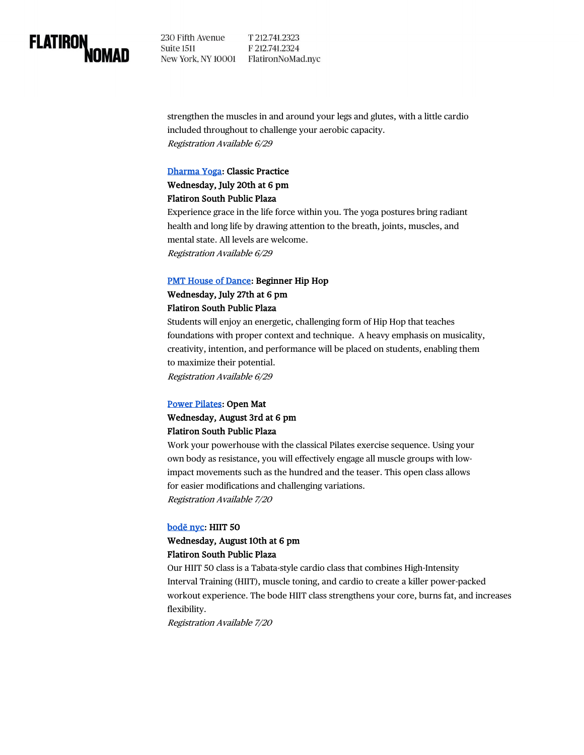strengthen the muscles in and around your legs and glutes, with a little cardio included throughout to challenge your aerobic capacity.
*Registration Available 6/29*

**Dharma Yoga: Classic Practice**
**Wednesday, July 20th at 6 pm**
**Flatiron South Public Plaza**
Experience grace in the life force within you. The yoga postures bring radiant health and long life by drawing attention to the breath, joints, muscles, and mental state. All levels are welcome.
*Registration Available 6/29*

**PMT House of Dance: Beginner Hip Hop**
**Wednesday, July 27th at 6 pm**
**Flatiron South Public Plaza**
Students will enjoy an energetic, challenging form of Hip Hop that teaches foundations with proper context and technique. A heavy emphasis on musicality, creativity, intention, and performance will be placed on students, enabling them to maximize their potential.
*Registration Available 6/29*

**Power Pilates: Open Mat**
**Wednesday, August 3rd at 6 pm**
**Flatiron South Public Plaza**
Work your powerhouse with the classical Pilates exercise sequence. Using your own body as resistance, you will effectively engage all muscle groups with low-impact movements such as the hundred and the teaser. This open class allows for easier modifications and challenging variations.
*Registration Available 7/20*

**bodē nyc: HIIT 50**
**Wednesday, August 10th at 6 pm**
**Flatiron South Public Plaza**
Our HIIT 50 class is a Tabata-style cardio class that combines High-Intensity Interval Training (HIIT), muscle toning, and cardio to create a killer power-packed workout experience. The bode HIIT class strengthens your core, burns fat, and increases flexibility.
*Registration Available 7/20*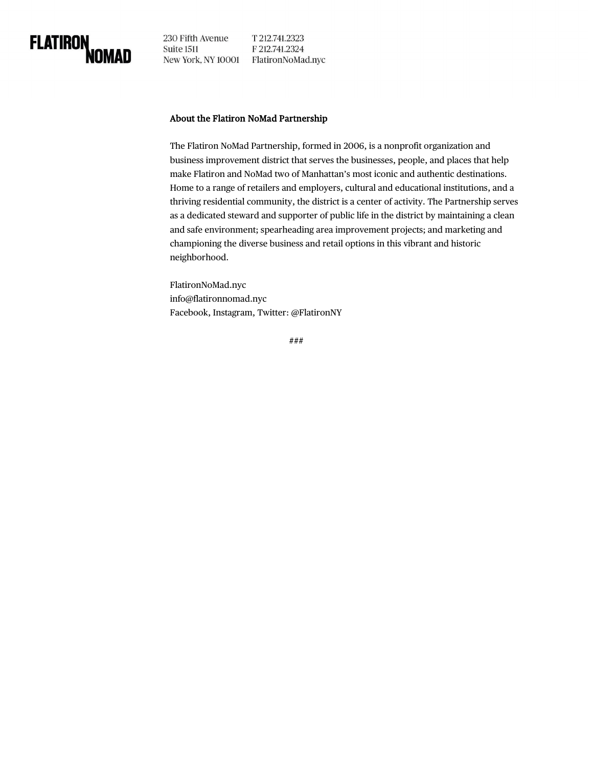FLATIRON NOMAD

230 Fifth Avenue
Suite 1511
New York, NY 10001

T 212.741.2323
F 212.741.2324
FlatironNoMad.nyc

**About the Flatiron NoMad Partnership**

The Flatiron NoMad Partnership, formed in 2006, is a nonprofit organization and business improvement district that serves the businesses, people, and places that help make Flatiron and NoMad two of Manhattan's most iconic and authentic destinations. Home to a range of retailers and employers, cultural and educational institutions, and a thriving residential community, the district is a center of activity. The Partnership serves as a dedicated steward and supporter of public life in the district by maintaining a clean and safe environment; spearheading area improvement projects; and marketing and championing the diverse business and retail options in this vibrant and historic neighborhood.

FlatironNoMad.nyc
info@flatironnomad.nyc
Facebook, Instagram, Twitter: @FlatironNY

###